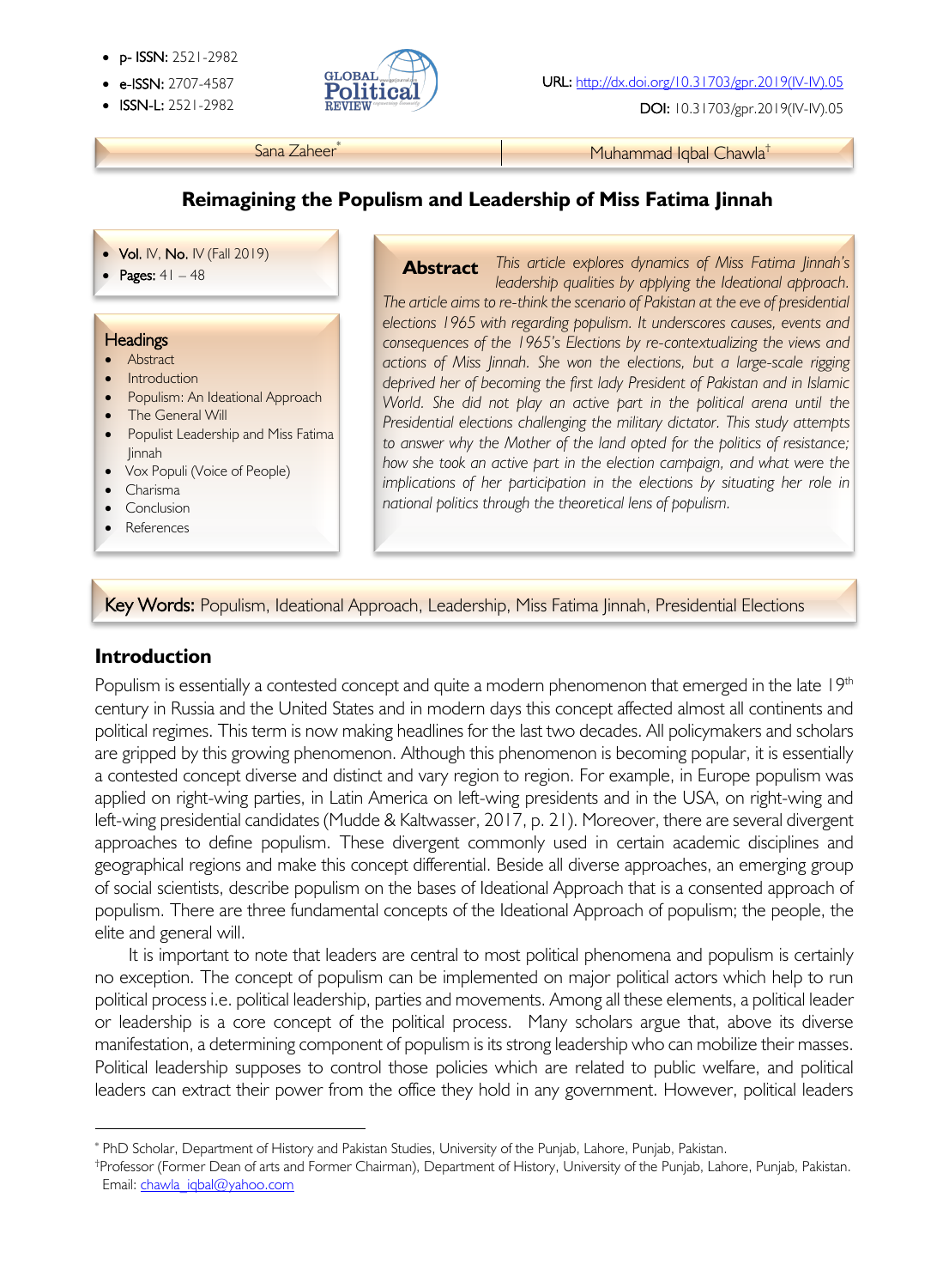- p- ISSN: 2521-2982
- e-ISSN: 2707-4587
- ISSN-L: 2521-2982

URL: http://dx.doi.org/10.31703/gpr.2019(IV-IV).05

DOI: 10.31703/gpr.2019(IV-IV).05

Sana Zaheer[*] | Muhammad Iqbal Chawla[†]

# Reimagining the Populism and Leadership of Miss Fatima Jinnah

- Vol. IV, No. IV (Fall 2019)
- Pages: 41 – 48

**Headings**

- Abstract
- Introduction
- Populism: An Ideational Approach
- The General Will
- Populist Leadership and Miss Fatima Jinnah
- Vox Populi (Voice of People)
- Charisma
- Conclusion
- References

**Abstract** *This article explores dynamics of Miss Fatima Jinnah's leadership qualities by applying the Ideational approach. The article aims to re-think the scenario of Pakistan at the eve of presidential elections 1965 with regarding populism. It underscores causes, events and consequences of the 1965's Elections by re-contextualizing the views and actions of Miss Jinnah. She won the elections, but a large-scale rigging deprived her of becoming the first lady President of Pakistan and in Islamic World. She did not play an active part in the political arena until the Presidential elections challenging the military dictator. This study attempts to answer why the Mother of the land opted for the politics of resistance; how she took an active part in the election campaign, and what were the implications of her participation in the elections by situating her role in national politics through the theoretical lens of populism.*

**Key Words:** Populism, Ideational Approach, Leadership, Miss Fatima Jinnah, Presidential Elections

## Introduction

Populism is essentially a contested concept and quite a modern phenomenon that emerged in the late 19th century in Russia and the United States and in modern days this concept affected almost all continents and political regimes. This term is now making headlines for the last two decades. All policymakers and scholars are gripped by this growing phenomenon. Although this phenomenon is becoming popular, it is essentially a contested concept diverse and distinct and vary region to region. For example, in Europe populism was applied on right-wing parties, in Latin America on left-wing presidents and in the USA, on right-wing and left-wing presidential candidates (Mudde & Kaltwasser, 2017, p. 21). Moreover, there are several divergent approaches to define populism. These divergent commonly used in certain academic disciplines and geographical regions and make this concept differential. Beside all diverse approaches, an emerging group of social scientists, describe populism on the bases of Ideational Approach that is a consented approach of populism. There are three fundamental concepts of the Ideational Approach of populism; the people, the elite and general will.

It is important to note that leaders are central to most political phenomena and populism is certainly no exception. The concept of populism can be implemented on major political actors which help to run political process i.e. political leadership, parties and movements. Among all these elements, a political leader or leadership is a core concept of the political process. Many scholars argue that, above its diverse manifestation, a determining component of populism is its strong leadership who can mobilize their masses. Political leadership supposes to control those policies which are related to public welfare, and political leaders can extract their power from the office they hold in any government. However, political leaders

---

[*] PhD Scholar, Department of History and Pakistan Studies, University of the Punjab, Lahore, Punjab, Pakistan.

[†] Professor (Former Dean of arts and Former Chairman), Department of History, University of the Punjab, Lahore, Punjab, Pakistan. Email: chawla_iqbal@yahoo.com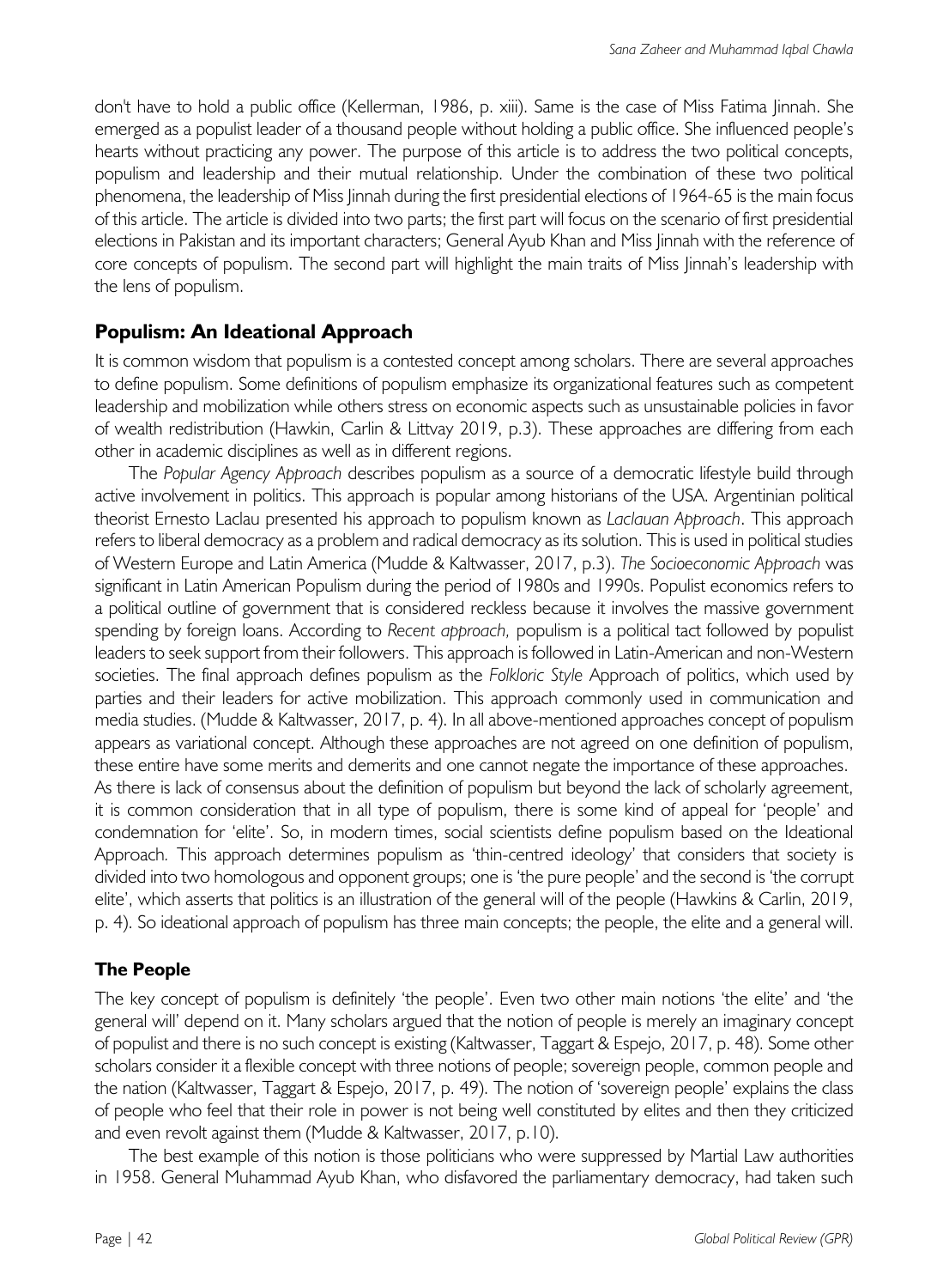don't have to hold a public office (Kellerman, 1986, p. xiii). Same is the case of Miss Fatima Jinnah. She emerged as a populist leader of a thousand people without holding a public office. She influenced people's hearts without practicing any power. The purpose of this article is to address the two political concepts, populism and leadership and their mutual relationship. Under the combination of these two political phenomena, the leadership of Miss Jinnah during the first presidential elections of 1964-65 is the main focus of this article. The article is divided into two parts; the first part will focus on the scenario of first presidential elections in Pakistan and its important characters; General Ayub Khan and Miss Jinnah with the reference of core concepts of populism. The second part will highlight the main traits of Miss Jinnah's leadership with the lens of populism.

## Populism: An Ideational Approach

It is common wisdom that populism is a contested concept among scholars. There are several approaches to define populism. Some definitions of populism emphasize its organizational features such as competent leadership and mobilization while others stress on economic aspects such as unsustainable policies in favor of wealth redistribution (Hawkin, Carlin & Littvay 2019, p.3). These approaches are differing from each other in academic disciplines as well as in different regions.

The *Popular Agency Approach* describes populism as a source of a democratic lifestyle build through active involvement in politics. This approach is popular among historians of the USA. Argentinian political theorist Ernesto Laclau presented his approach to populism known as *Laclauan Approach*. This approach refers to liberal democracy as a problem and radical democracy as its solution. This is used in political studies of Western Europe and Latin America (Mudde & Kaltwasser, 2017, p.3). *The Socioeconomic Approach* was significant in Latin American Populism during the period of 1980s and 1990s. Populist economics refers to a political outline of government that is considered reckless because it involves the massive government spending by foreign loans. According to *Recent approach,* populism is a political tact followed by populist leaders to seek support from their followers. This approach is followed in Latin-American and non-Western societies. The final approach defines populism as the *Folkloric Style* Approach of politics, which used by parties and their leaders for active mobilization. This approach commonly used in communication and media studies. (Mudde & Kaltwasser, 2017, p. 4). In all above-mentioned approaches concept of populism appears as variational concept. Although these approaches are not agreed on one definition of populism, these entire have some merits and demerits and one cannot negate the importance of these approaches.
As there is lack of consensus about the definition of populism but beyond the lack of scholarly agreement, it is common consideration that in all type of populism, there is some kind of appeal for 'people' and condemnation for 'elite'. So, in modern times, social scientists define populism based on the Ideational Approach. This approach determines populism as 'thin-centred ideology' that considers that society is divided into two homologous and opponent groups; one is 'the pure people' and the second is 'the corrupt elite', which asserts that politics is an illustration of the general will of the people (Hawkins & Carlin, 2019, p. 4). So ideational approach of populism has three main concepts; the people, the elite and a general will.

### The People

The key concept of populism is definitely 'the people'. Even two other main notions 'the elite' and 'the general will' depend on it. Many scholars argued that the notion of people is merely an imaginary concept of populist and there is no such concept is existing (Kaltwasser, Taggart & Espejo, 2017, p. 48). Some other scholars consider it a flexible concept with three notions of people; sovereign people, common people and the nation (Kaltwasser, Taggart & Espejo, 2017, p. 49). The notion of 'sovereign people' explains the class of people who feel that their role in power is not being well constituted by elites and then they criticized and even revolt against them (Mudde & Kaltwasser, 2017, p.10).

The best example of this notion is those politicians who were suppressed by Martial Law authorities in 1958. General Muhammad Ayub Khan, who disfavored the parliamentary democracy, had taken such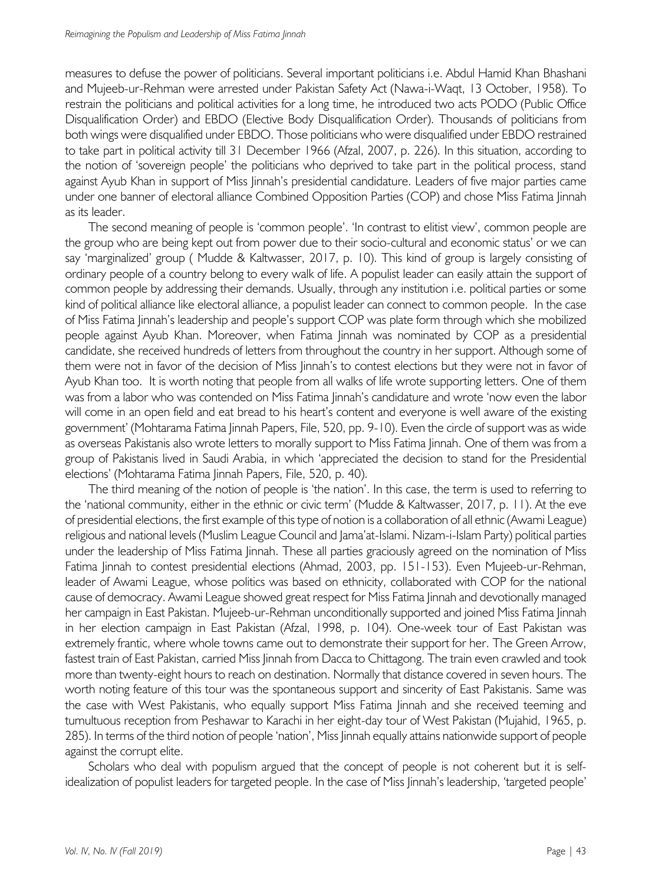measures to defuse the power of politicians. Several important politicians i.e. Abdul Hamid Khan Bhashani and Mujeeb-ur-Rehman were arrested under Pakistan Safety Act (Nawa-i-Waqt, 13 October, 1958). To restrain the politicians and political activities for a long time, he introduced two acts PODO (Public Office Disqualification Order) and EBDO (Elective Body Disqualification Order). Thousands of politicians from both wings were disqualified under EBDO. Those politicians who were disqualified under EBDO restrained to take part in political activity till 31 December 1966 (Afzal, 2007, p. 226). In this situation, according to the notion of 'sovereign people' the politicians who deprived to take part in the political process, stand against Ayub Khan in support of Miss Jinnah's presidential candidature. Leaders of five major parties came under one banner of electoral alliance Combined Opposition Parties (COP) and chose Miss Fatima Jinnah as its leader.

The second meaning of people is 'common people'. 'In contrast to elitist view', common people are the group who are being kept out from power due to their socio-cultural and economic status' or we can say 'marginalized' group ( Mudde & Kaltwasser, 2017, p. 10). This kind of group is largely consisting of ordinary people of a country belong to every walk of life. A populist leader can easily attain the support of common people by addressing their demands. Usually, through any institution i.e. political parties or some kind of political alliance like electoral alliance, a populist leader can connect to common people. In the case of Miss Fatima Jinnah's leadership and people's support COP was plate form through which she mobilized people against Ayub Khan. Moreover, when Fatima Jinnah was nominated by COP as a presidential candidate, she received hundreds of letters from throughout the country in her support. Although some of them were not in favor of the decision of Miss Jinnah's to contest elections but they were not in favor of Ayub Khan too. It is worth noting that people from all walks of life wrote supporting letters. One of them was from a labor who was contended on Miss Fatima Jinnah's candidature and wrote 'now even the labor will come in an open field and eat bread to his heart's content and everyone is well aware of the existing government' (Mohtarama Fatima Jinnah Papers, File, 520, pp. 9-10). Even the circle of support was as wide as overseas Pakistanis also wrote letters to morally support to Miss Fatima Jinnah. One of them was from a group of Pakistanis lived in Saudi Arabia, in which 'appreciated the decision to stand for the Presidential elections' (Mohtarama Fatima Jinnah Papers, File, 520, p. 40).

The third meaning of the notion of people is 'the nation'. In this case, the term is used to referring to the 'national community, either in the ethnic or civic term' (Mudde & Kaltwasser, 2017, p. 11). At the eve of presidential elections, the first example of this type of notion is a collaboration of all ethnic (Awami League) religious and national levels (Muslim League Council and Jama'at-Islami. Nizam-i-Islam Party) political parties under the leadership of Miss Fatima Jinnah. These all parties graciously agreed on the nomination of Miss Fatima Jinnah to contest presidential elections (Ahmad, 2003, pp. 151-153). Even Mujeeb-ur-Rehman, leader of Awami League, whose politics was based on ethnicity, collaborated with COP for the national cause of democracy. Awami League showed great respect for Miss Fatima Jinnah and devotionally managed her campaign in East Pakistan. Mujeeb-ur-Rehman unconditionally supported and joined Miss Fatima Jinnah in her election campaign in East Pakistan (Afzal, 1998, p. 104). One-week tour of East Pakistan was extremely frantic, where whole towns came out to demonstrate their support for her. The Green Arrow, fastest train of East Pakistan, carried Miss Jinnah from Dacca to Chittagong. The train even crawled and took more than twenty-eight hours to reach on destination. Normally that distance covered in seven hours. The worth noting feature of this tour was the spontaneous support and sincerity of East Pakistanis. Same was the case with West Pakistanis, who equally support Miss Fatima Jinnah and she received teeming and tumultuous reception from Peshawar to Karachi in her eight-day tour of West Pakistan (Mujahid, 1965, p. 285). In terms of the third notion of people 'nation', Miss Jinnah equally attains nationwide support of people against the corrupt elite.

Scholars who deal with populism argued that the concept of people is not coherent but it is self-idealization of populist leaders for targeted people. In the case of Miss Jinnah's leadership, 'targeted people'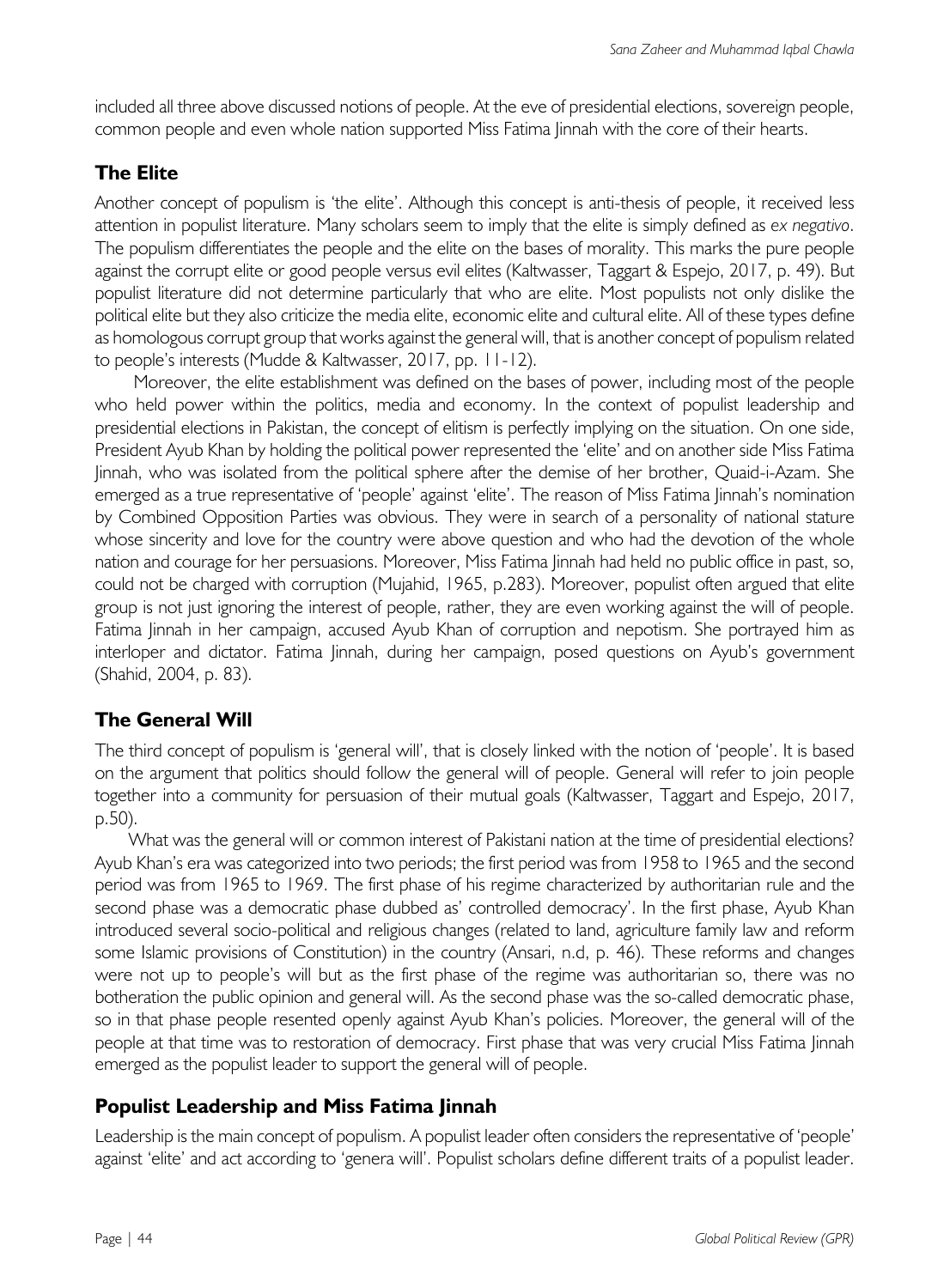included all three above discussed notions of people. At the eve of presidential elections, sovereign people, common people and even whole nation supported Miss Fatima Jinnah with the core of their hearts.

## The Elite

Another concept of populism is 'the elite'. Although this concept is anti-thesis of people, it received less attention in populist literature. Many scholars seem to imply that the elite is simply defined as *ex negativo*. The populism differentiates the people and the elite on the bases of morality. This marks the pure people against the corrupt elite or good people versus evil elites (Kaltwasser, Taggart & Espejo, 2017, p. 49). But populist literature did not determine particularly that who are elite. Most populists not only dislike the political elite but they also criticize the media elite, economic elite and cultural elite. All of these types define as homologous corrupt group that works against the general will, that is another concept of populism related to people's interests (Mudde & Kaltwasser, 2017, pp. 11-12).

Moreover, the elite establishment was defined on the bases of power, including most of the people who held power within the politics, media and economy. In the context of populist leadership and presidential elections in Pakistan, the concept of elitism is perfectly implying on the situation. On one side, President Ayub Khan by holding the political power represented the 'elite' and on another side Miss Fatima Jinnah, who was isolated from the political sphere after the demise of her brother, Quaid-i-Azam. She emerged as a true representative of 'people' against 'elite'. The reason of Miss Fatima Jinnah's nomination by Combined Opposition Parties was obvious. They were in search of a personality of national stature whose sincerity and love for the country were above question and who had the devotion of the whole nation and courage for her persuasions. Moreover, Miss Fatima Jinnah had held no public office in past, so, could not be charged with corruption (Mujahid, 1965, p.283). Moreover, populist often argued that elite group is not just ignoring the interest of people, rather, they are even working against the will of people. Fatima Jinnah in her campaign, accused Ayub Khan of corruption and nepotism. She portrayed him as interloper and dictator. Fatima Jinnah, during her campaign, posed questions on Ayub's government (Shahid, 2004, p. 83).

## The General Will

The third concept of populism is 'general will', that is closely linked with the notion of 'people'. It is based on the argument that politics should follow the general will of people. General will refer to join people together into a community for persuasion of their mutual goals (Kaltwasser, Taggart and Espejo, 2017, p.50).

What was the general will or common interest of Pakistani nation at the time of presidential elections? Ayub Khan's era was categorized into two periods; the first period was from 1958 to 1965 and the second period was from 1965 to 1969. The first phase of his regime characterized by authoritarian rule and the second phase was a democratic phase dubbed as' controlled democracy'. In the first phase, Ayub Khan introduced several socio-political and religious changes (related to land, agriculture family law and reform some Islamic provisions of Constitution) in the country (Ansari, n.d, p. 46). These reforms and changes were not up to people's will but as the first phase of the regime was authoritarian so, there was no botheration the public opinion and general will. As the second phase was the so-called democratic phase, so in that phase people resented openly against Ayub Khan's policies. Moreover, the general will of the people at that time was to restoration of democracy. First phase that was very crucial Miss Fatima Jinnah emerged as the populist leader to support the general will of people.

## Populist Leadership and Miss Fatima Jinnah

Leadership is the main concept of populism. A populist leader often considers the representative of 'people' against 'elite' and act according to 'genera will'. Populist scholars define different traits of a populist leader.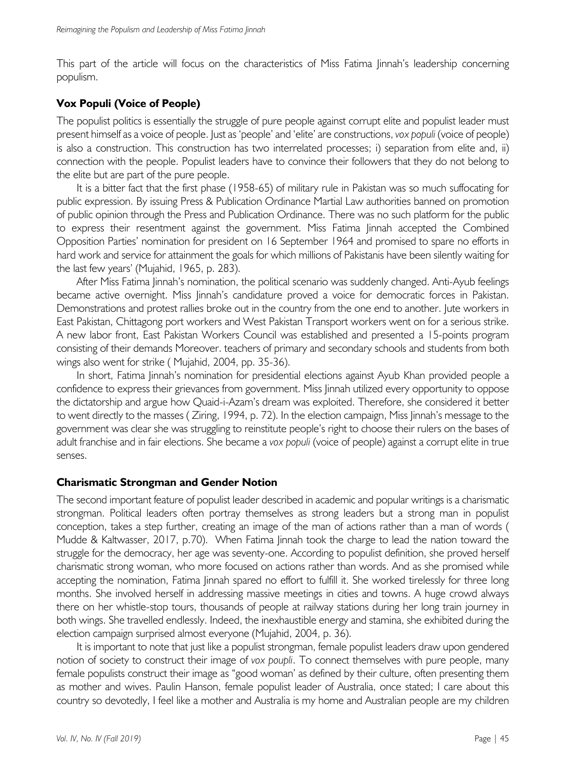This part of the article will focus on the characteristics of Miss Fatima Jinnah's leadership concerning populism.

### Vox Populi (Voice of People)

The populist politics is essentially the struggle of pure people against corrupt elite and populist leader must present himself as a voice of people. Just as 'people' and 'elite' are constructions, *vox populi* (voice of people) is also a construction. This construction has two interrelated processes; i) separation from elite and, ii) connection with the people. Populist leaders have to convince their followers that they do not belong to the elite but are part of the pure people.

It is a bitter fact that the first phase (1958-65) of military rule in Pakistan was so much suffocating for public expression. By issuing Press & Publication Ordinance Martial Law authorities banned on promotion of public opinion through the Press and Publication Ordinance. There was no such platform for the public to express their resentment against the government. Miss Fatima Jinnah accepted the Combined Opposition Parties' nomination for president on 16 September 1964 and promised to spare no efforts in hard work and service for attainment the goals for which millions of Pakistanis have been silently waiting for the last few years' (Mujahid, 1965, p. 283).

After Miss Fatima Jinnah's nomination, the political scenario was suddenly changed. Anti-Ayub feelings became active overnight. Miss Jinnah's candidature proved a voice for democratic forces in Pakistan. Demonstrations and protest rallies broke out in the country from the one end to another. Jute workers in East Pakistan, Chittagong port workers and West Pakistan Transport workers went on for a serious strike. A new labor front, East Pakistan Workers Council was established and presented a 15-points program consisting of their demands Moreover. teachers of primary and secondary schools and students from both wings also went for strike ( Mujahid, 2004, pp. 35-36).

In short, Fatima Jinnah's nomination for presidential elections against Ayub Khan provided people a confidence to express their grievances from government. Miss Jinnah utilized every opportunity to oppose the dictatorship and argue how Quaid-i-Azam's dream was exploited. Therefore, she considered it better to went directly to the masses ( Ziring, 1994, p. 72). In the election campaign, Miss Jinnah's message to the government was clear she was struggling to reinstitute people's right to choose their rulers on the bases of adult franchise and in fair elections. She became a *vox populi* (voice of people) against a corrupt elite in true senses.

### Charismatic Strongman and Gender Notion

The second important feature of populist leader described in academic and popular writings is a charismatic strongman. Political leaders often portray themselves as strong leaders but a strong man in populist conception, takes a step further, creating an image of the man of actions rather than a man of words ( Mudde & Kaltwasser, 2017, p.70). When Fatima Jinnah took the charge to lead the nation toward the struggle for the democracy, her age was seventy-one. According to populist definition, she proved herself charismatic strong woman, who more focused on actions rather than words. And as she promised while accepting the nomination, Fatima Jinnah spared no effort to fulfill it. She worked tirelessly for three long months. She involved herself in addressing massive meetings in cities and towns. A huge crowd always there on her whistle-stop tours, thousands of people at railway stations during her long train journey in both wings. She travelled endlessly. Indeed, the inexhaustible energy and stamina, she exhibited during the election campaign surprised almost everyone (Mujahid, 2004, p. 36).

It is important to note that just like a populist strongman, female populist leaders draw upon gendered notion of society to construct their image of *vox poupli*. To connect themselves with pure people, many female populists construct their image as "good woman' as defined by their culture, often presenting them as mother and wives. Paulin Hanson, female populist leader of Australia, once stated; I care about this country so devotedly, I feel like a mother and Australia is my home and Australian people are my children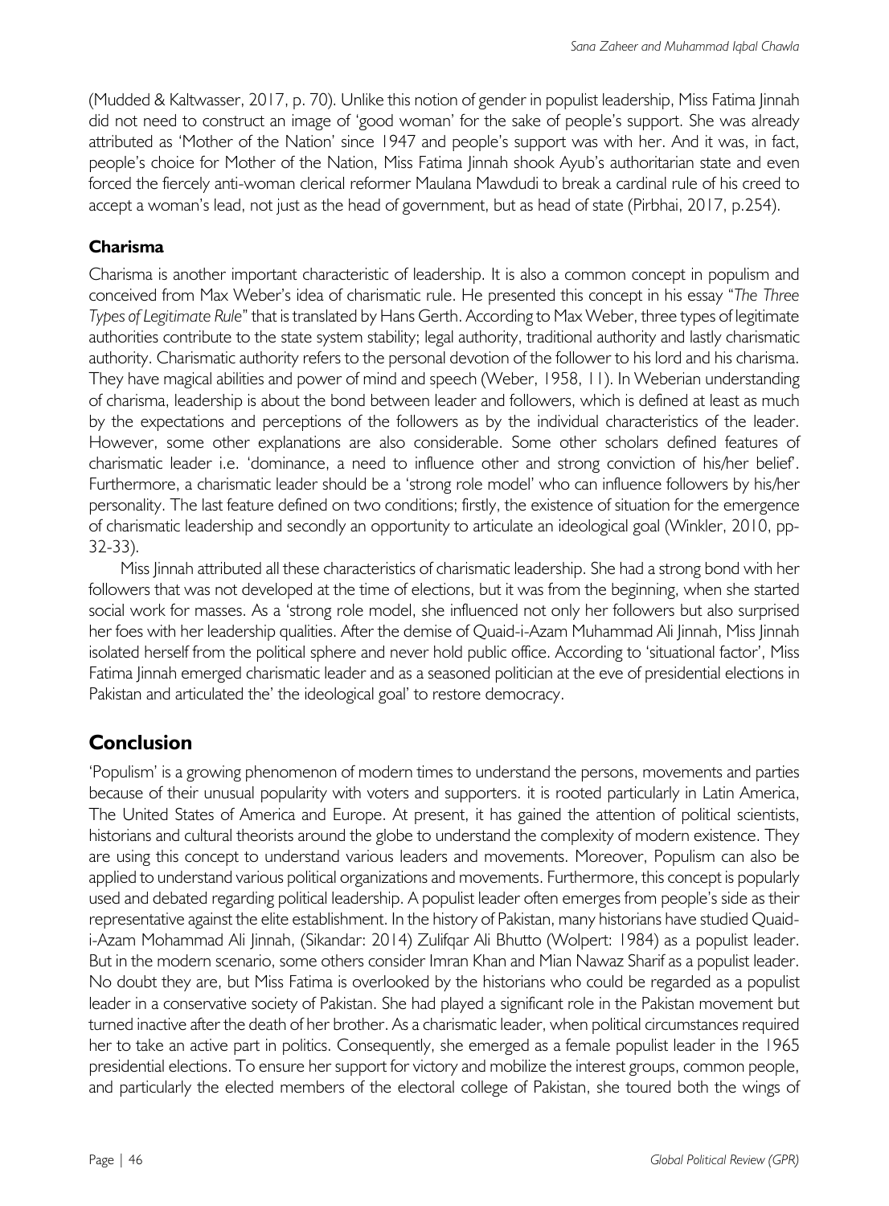(Mudded & Kaltwasser, 2017, p. 70). Unlike this notion of gender in populist leadership, Miss Fatima Jinnah did not need to construct an image of 'good woman' for the sake of people's support. She was already attributed as 'Mother of the Nation' since 1947 and people's support was with her. And it was, in fact, people's choice for Mother of the Nation, Miss Fatima Jinnah shook Ayub's authoritarian state and even forced the fiercely anti-woman clerical reformer Maulana Mawdudi to break a cardinal rule of his creed to accept a woman's lead, not just as the head of government, but as head of state (Pirbhai, 2017, p.254).

### Charisma

Charisma is another important characteristic of leadership. It is also a common concept in populism and conceived from Max Weber's idea of charismatic rule. He presented this concept in his essay "*The Three Types of Legitimate Rule*" that is translated by Hans Gerth. According to Max Weber, three types of legitimate authorities contribute to the state system stability; legal authority, traditional authority and lastly charismatic authority. Charismatic authority refers to the personal devotion of the follower to his lord and his charisma. They have magical abilities and power of mind and speech (Weber, 1958, 11). In Weberian understanding of charisma, leadership is about the bond between leader and followers, which is defined at least as much by the expectations and perceptions of the followers as by the individual characteristics of the leader. However, some other explanations are also considerable. Some other scholars defined features of charismatic leader i.e. 'dominance, a need to influence other and strong conviction of his/her belief'. Furthermore, a charismatic leader should be a 'strong role model' who can influence followers by his/her personality. The last feature defined on two conditions; firstly, the existence of situation for the emergence of charismatic leadership and secondly an opportunity to articulate an ideological goal (Winkler, 2010, pp-32-33).

Miss Jinnah attributed all these characteristics of charismatic leadership. She had a strong bond with her followers that was not developed at the time of elections, but it was from the beginning, when she started social work for masses. As a 'strong role model, she influenced not only her followers but also surprised her foes with her leadership qualities. After the demise of Quaid-i-Azam Muhammad Ali Jinnah, Miss Jinnah isolated herself from the political sphere and never hold public office. According to 'situational factor', Miss Fatima Jinnah emerged charismatic leader and as a seasoned politician at the eve of presidential elections in Pakistan and articulated the' the ideological goal' to restore democracy.

## Conclusion

'Populism' is a growing phenomenon of modern times to understand the persons, movements and parties because of their unusual popularity with voters and supporters. it is rooted particularly in Latin America, The United States of America and Europe. At present, it has gained the attention of political scientists, historians and cultural theorists around the globe to understand the complexity of modern existence. They are using this concept to understand various leaders and movements. Moreover, Populism can also be applied to understand various political organizations and movements. Furthermore, this concept is popularly used and debated regarding political leadership. A populist leader often emerges from people's side as their representative against the elite establishment. In the history of Pakistan, many historians have studied Quaid-i-Azam Mohammad Ali Jinnah, (Sikandar: 2014) Zulifqar Ali Bhutto (Wolpert: 1984) as a populist leader. But in the modern scenario, some others consider Imran Khan and Mian Nawaz Sharif as a populist leader. No doubt they are, but Miss Fatima is overlooked by the historians who could be regarded as a populist leader in a conservative society of Pakistan. She had played a significant role in the Pakistan movement but turned inactive after the death of her brother. As a charismatic leader, when political circumstances required her to take an active part in politics. Consequently, she emerged as a female populist leader in the 1965 presidential elections. To ensure her support for victory and mobilize the interest groups, common people, and particularly the elected members of the electoral college of Pakistan, she toured both the wings of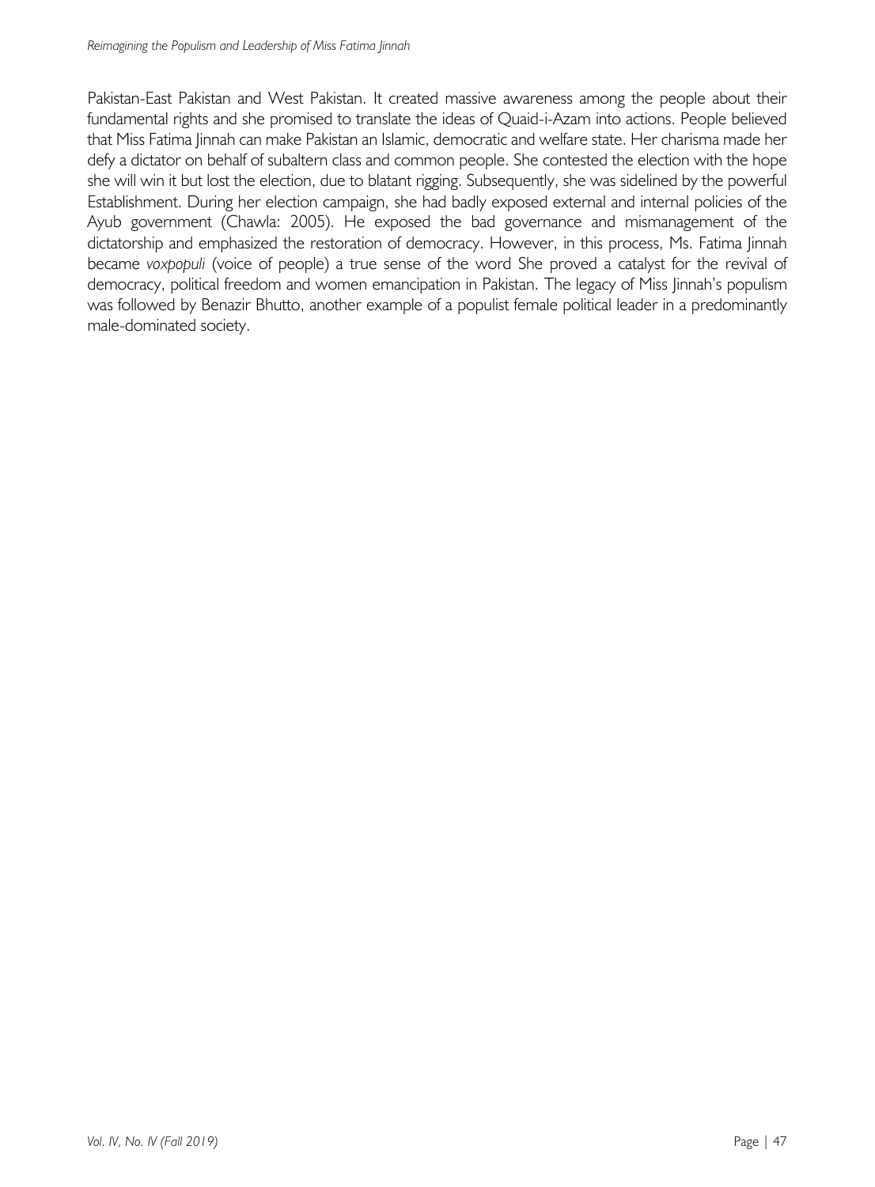Pakistan-East Pakistan and West Pakistan. It created massive awareness among the people about their fundamental rights and she promised to translate the ideas of Quaid-i-Azam into actions. People believed that Miss Fatima Jinnah can make Pakistan an Islamic, democratic and welfare state. Her charisma made her defy a dictator on behalf of subaltern class and common people. She contested the election with the hope she will win it but lost the election, due to blatant rigging. Subsequently, she was sidelined by the powerful Establishment. During her election campaign, she had badly exposed external and internal policies of the Ayub government (Chawla: 2005). He exposed the bad governance and mismanagement of the dictatorship and emphasized the restoration of democracy. However, in this process, Ms. Fatima Jinnah became *voxpopuli* (voice of people) a true sense of the word She proved a catalyst for the revival of democracy, political freedom and women emancipation in Pakistan. The legacy of Miss Jinnah's populism was followed by Benazir Bhutto, another example of a populist female political leader in a predominantly male-dominated society.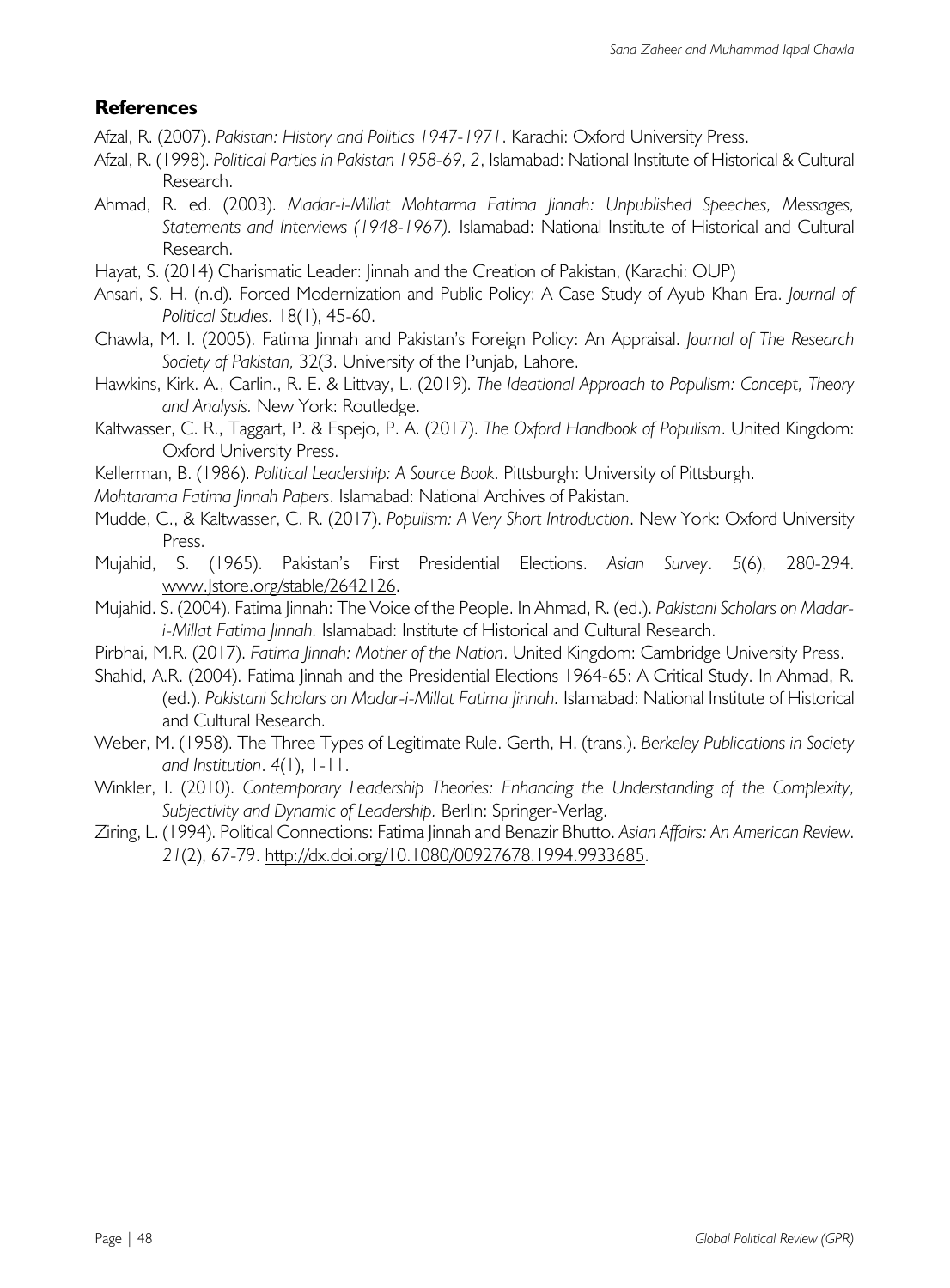## References

Afzal, R. (2007). *Pakistan: History and Politics 1947-1971*. Karachi: Oxford University Press.

Afzal, R. (1998). *Political Parties in Pakistan 1958-69, 2*, Islamabad: National Institute of Historical & Cultural Research.

Ahmad, R. ed. (2003). *Madar-i-Millat Mohtarma Fatima Jinnah: Unpublished Speeches, Messages, Statements and Interviews (1948-1967).* Islamabad: National Institute of Historical and Cultural Research.

Hayat, S. (2014) Charismatic Leader: Jinnah and the Creation of Pakistan, (Karachi: OUP)

Ansari, S. H. (n.d). Forced Modernization and Public Policy: A Case Study of Ayub Khan Era. *Journal of Political Studies.* 18(1), 45-60.

Chawla, M. I. (2005). Fatima Jinnah and Pakistan's Foreign Policy: An Appraisal. *Journal of The Research Society of Pakistan,* 32(3. University of the Punjab, Lahore.

Hawkins, Kirk. A., Carlin., R. E. & Littvay, L. (2019). *The Ideational Approach to Populism: Concept, Theory and Analysis.* New York: Routledge.

Kaltwasser, C. R., Taggart, P. & Espejo, P. A. (2017). *The Oxford Handbook of Populism*. United Kingdom: Oxford University Press.

Kellerman, B. (1986). *Political Leadership: A Source Book*. Pittsburgh: University of Pittsburgh.

*Mohtarama Fatima Jinnah Papers*. Islamabad: National Archives of Pakistan.

Mudde, C., & Kaltwasser, C. R. (2017). *Populism: A Very Short Introduction*. New York: Oxford University Press.

Mujahid, S. (1965). Pakistan's First Presidential Elections. *Asian Survey*. *5*(6), 280-294. www.Jstore.org/stable/2642126.

Mujahid. S. (2004). Fatima Jinnah: The Voice of the People. In Ahmad, R. (ed.). *Pakistani Scholars on Madar-i-Millat Fatima Jinnah.* Islamabad: Institute of Historical and Cultural Research.

Pirbhai, M.R. (2017). *Fatima Jinnah: Mother of the Nation*. United Kingdom: Cambridge University Press.

Shahid, A.R. (2004). Fatima Jinnah and the Presidential Elections 1964-65: A Critical Study. In Ahmad, R. (ed.). *Pakistani Scholars on Madar-i-Millat Fatima Jinnah.* Islamabad: National Institute of Historical and Cultural Research.

Weber, M. (1958). The Three Types of Legitimate Rule. Gerth, H. (trans.). *Berkeley Publications in Society and Institution*. *4*(1), 1-11.

Winkler, I. (2010). *Contemporary Leadership Theories: Enhancing the Understanding of the Complexity, Subjectivity and Dynamic of Leadership.* Berlin: Springer-Verlag.

Ziring, L. (1994). Political Connections: Fatima Jinnah and Benazir Bhutto. *Asian Affairs: An American Review*. *21*(2), 67-79. http://dx.doi.org/10.1080/00927678.1994.9933685.